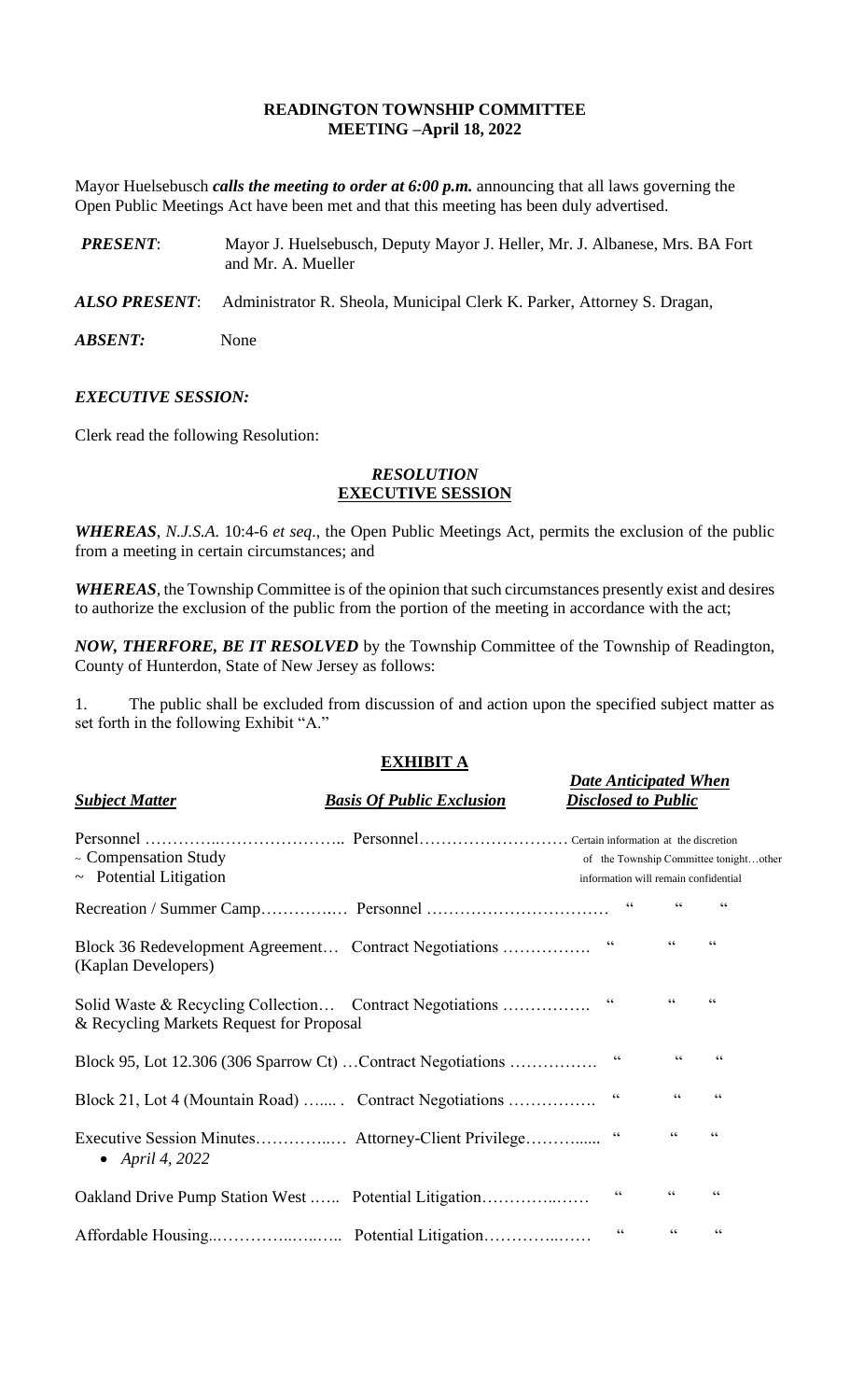# READINGTON TOWNSHIP COMMITTEE
## MEETING –April 18, 2022

Mayor Huelsebusch ***calls the meeting to order at 6:00 p.m.*** announcing that all laws governing the Open Public Meetings Act have been met and that this meeting has been duly advertised.

***PRESENT***: Mayor J. Huelsebusch, Deputy Mayor J. Heller, Mr. J. Albanese, Mrs. BA Fort and Mr. A. Mueller

***ALSO PRESENT***: Administrator R. Sheola, Municipal Clerk K. Parker, Attorney S. Dragan,

***ABSENT:*** None

***EXECUTIVE SESSION:***

Clerk read the following Resolution:

***RESOLUTION***
**EXECUTIVE SESSION**

***WHEREAS***, *N.J.S.A.* 10:4-6 *et seq*., the Open Public Meetings Act, permits the exclusion of the public from a meeting in certain circumstances; and

***WHEREAS***, the Township Committee is of the opinion that such circumstances presently exist and desires to authorize the exclusion of the public from the portion of the meeting in accordance with the act;

***NOW, THERFORE, BE IT RESOLVED*** by the Township Committee of the Township of Readington, County of Hunterdon, State of New Jersey as follows:

1. The public shall be excluded from discussion of and action upon the specified subject matter as set forth in the following Exhibit "A."

**EXHIBIT A**

| ***Subject Matter*** | ***Basis Of Public Exclusion*** | ***Date Anticipated When Disclosed to Public*** |
|---|---|---|
| Personnel …………..………………….. ~ Compensation Study ~ Potential Litigation | Personnel……………………… | Certain information at the discretion of the Township Committee tonight…other information will remain confidential |
| Recreation / Summer Camp……………. | Personnel …………………………… | " " " |
| Block 36 Redevelopment Agreement… (Kaplan Developers) | Contract Negotiations ……………. | " " " |
| Solid Waste & Recycling Collection… & Recycling Markets Request for Proposal | Contract Negotiations ……………. | " " " |
| Block 95, Lot 12.306 (306 Sparrow Ct) … | Contract Negotiations ……………. | " " " |
| Block 21, Lot 4 (Mountain Road) …... . | Contract Negotiations ……………. | " " " |
| Executive Session Minutes…………..… • *April 4, 2022* | Attorney-Client Privilege……….... | " " " |
| Oakland Drive Pump Station West …... | Potential Litigation…………..…… | " " " |
| Affordable Housing..…………..…..….. | Potential Litigation…………..…… | " " " |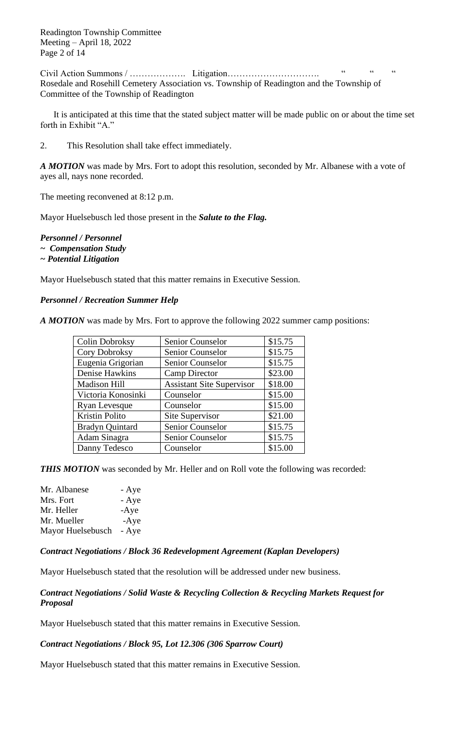Civil Action Summons / ………………. Litigation…………………………. " " "
Rosedale and Rosehill Cemetery Association vs. Township of Readington and the Township of Committee of the Township of Readington

It is anticipated at this time that the stated subject matter will be made public on or about the time set forth in Exhibit "A."

2. This Resolution shall take effect immediately.

***A MOTION*** was made by Mrs. Fort to adopt this resolution, seconded by Mr. Albanese with a vote of ayes all, nays none recorded.

The meeting reconvened at 8:12 p.m.

Mayor Huelsebusch led those present in the ***Salute to the Flag.***

***Personnel / Personnel***
***~ Compensation Study***
***~ Potential Litigation***

Mayor Huelsebusch stated that this matter remains in Executive Session.

***Personnel / Recreation Summer Help***

***A MOTION*** was made by Mrs. Fort to approve the following 2022 summer camp positions:

| Colin Dobroksy | Senior Counselor | \$15.75 |
|---|---|---|
| Cory Dobroksy | Senior Counselor | \$15.75 |
| Eugenia Grigorian | Senior Counselor | \$15.75 |
| Denise Hawkins | Camp Director | \$23.00 |
| Madison Hill | Assistant Site Supervisor | \$18.00 |
| Victoria Konosinki | Counselor | \$15.00 |
| Ryan Levesque | Counselor | \$15.00 |
| Kristin Polito | Site Supervisor | \$21.00 |
| Bradyn Quintard | Senior Counselor | \$15.75 |
| Adam Sinagra | Senior Counselor | \$15.75 |
| Danny Tedesco | Counselor | \$15.00 |

***THIS MOTION*** was seconded by Mr. Heller and on Roll vote the following was recorded:

Mr. Albanese - Aye
Mrs. Fort - Aye
Mr. Heller -Aye
Mr. Mueller -Aye
Mayor Huelsebusch - Aye

***Contract Negotiations / Block 36 Redevelopment Agreement (Kaplan Developers)***

Mayor Huelsebusch stated that the resolution will be addressed under new business.

***Contract Negotiations / Solid Waste & Recycling Collection & Recycling Markets Request for Proposal***

Mayor Huelsebusch stated that this matter remains in Executive Session.

***Contract Negotiations / Block 95, Lot 12.306 (306 Sparrow Court)***

Mayor Huelsebusch stated that this matter remains in Executive Session.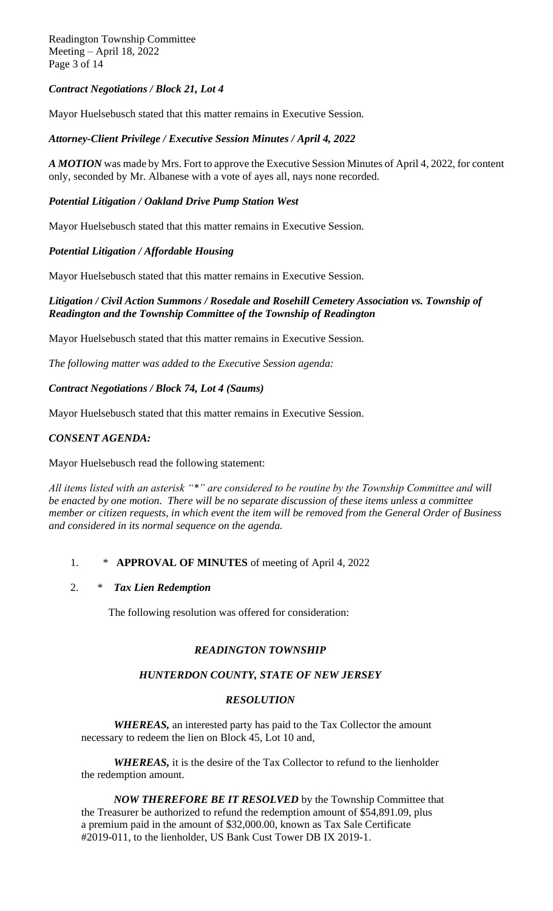***Contract Negotiations / Block 21, Lot 4***

Mayor Huelsebusch stated that this matter remains in Executive Session.

***Attorney-Client Privilege / Executive Session Minutes / April 4, 2022***

***A MOTION*** was made by Mrs. Fort to approve the Executive Session Minutes of April 4, 2022, for content only, seconded by Mr. Albanese with a vote of ayes all, nays none recorded.

***Potential Litigation / Oakland Drive Pump Station West***

Mayor Huelsebusch stated that this matter remains in Executive Session.

***Potential Litigation / Affordable Housing***

Mayor Huelsebusch stated that this matter remains in Executive Session.

***Litigation / Civil Action Summons / Rosedale and Rosehill Cemetery Association vs. Township of Readington and the Township Committee of the Township of Readington***

Mayor Huelsebusch stated that this matter remains in Executive Session.

*The following matter was added to the Executive Session agenda:*

***Contract Negotiations / Block 74, Lot 4 (Saums)***

Mayor Huelsebusch stated that this matter remains in Executive Session.

***CONSENT AGENDA:***

Mayor Huelsebusch read the following statement:

*All items listed with an asterisk "*" are considered to be routine by the Township Committee and will be enacted by one motion. There will be no separate discussion of these items unless a committee member or citizen requests, in which event the item will be removed from the General Order of Business and considered in its normal sequence on the agenda.*

1. \* **APPROVAL OF MINUTES** of meeting of April 4, 2022

2. \* ***Tax Lien Redemption***

   The following resolution was offered for consideration:

***READINGTON TOWNSHIP***

***HUNTERDON COUNTY, STATE OF NEW JERSEY***

***RESOLUTION***

***WHEREAS,*** an interested party has paid to the Tax Collector the amount necessary to redeem the lien on Block 45, Lot 10 and,

***WHEREAS,*** it is the desire of the Tax Collector to refund to the lienholder the redemption amount.

***NOW THEREFORE BE IT RESOLVED*** by the Township Committee that the Treasurer be authorized to refund the redemption amount of $54,891.09, plus a premium paid in the amount of $32,000.00, known as Tax Sale Certificate #2019-011, to the lienholder, US Bank Cust Tower DB IX 2019-1.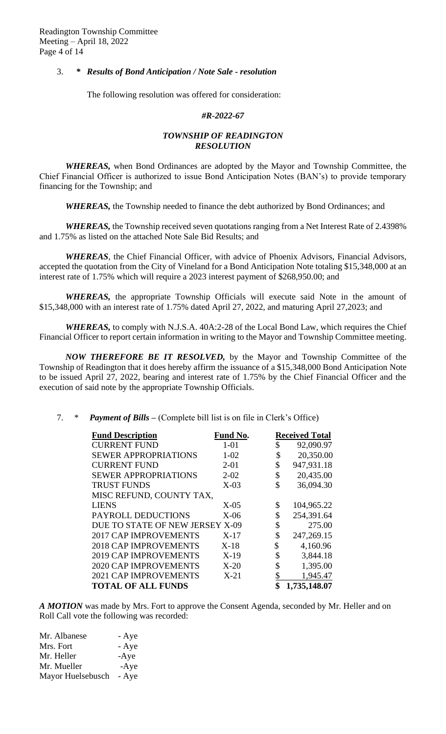3. ***\* Results of Bond Anticipation / Note Sale - resolution***

The following resolution was offered for consideration:

***#R-2022-67***

***TOWNSHIP OF READINGTON***
***RESOLUTION***

***WHEREAS,*** when Bond Ordinances are adopted by the Mayor and Township Committee, the Chief Financial Officer is authorized to issue Bond Anticipation Notes (BAN's) to provide temporary financing for the Township; and

***WHEREAS,*** the Township needed to finance the debt authorized by Bond Ordinances; and

***WHEREAS,*** the Township received seven quotations ranging from a Net Interest Rate of 2.4398% and 1.75% as listed on the attached Note Sale Bid Results; and

***WHEREAS***, the Chief Financial Officer, with advice of Phoenix Advisors, Financial Advisors, accepted the quotation from the City of Vineland for a Bond Anticipation Note totaling $15,348,000 at an interest rate of 1.75% which will require a 2023 interest payment of $268,950.00; and

***WHEREAS,*** the appropriate Township Officials will execute said Note in the amount of $15,348,000 with an interest rate of 1.75% dated April 27, 2022, and maturing April 27,2023; and

***WHEREAS,*** to comply with N.J.S.A. 40A:2-28 of the Local Bond Law, which requires the Chief Financial Officer to report certain information in writing to the Mayor and Township Committee meeting.

***NOW THEREFORE BE IT RESOLVED,*** by the Mayor and Township Committee of the Township of Readington that it does hereby affirm the issuance of a $15,348,000 Bond Anticipation Note to be issued April 27, 2022, bearing and interest rate of 1.75% by the Chief Financial Officer and the execution of said note by the appropriate Township Officials.

7. \* ***Payment of Bills –*** (Complete bill list is on file in Clerk's Office)

| Fund Description | Fund No. | Received Total |
|---|---|---|
| CURRENT FUND | 1-01 | $ 92,090.97 |
| SEWER APPROPRIATIONS | 1-02 | $ 20,350.00 |
| CURRENT FUND | 2-01 | $ 947,931.18 |
| SEWER APPROPRIATIONS | 2-02 | $ 20,435.00 |
| TRUST FUNDS | X-03 | $ 36,094.30 |
| MISC REFUND, COUNTY TAX, LIENS | X-05 | $ 104,965.22 |
| PAYROLL DEDUCTIONS | X-06 | $ 254,391.64 |
| DUE TO STATE OF NEW JERSEY | X-09 | $ 275.00 |
| 2017 CAP IMPROVEMENTS | X-17 | $ 247,269.15 |
| 2018 CAP IMPROVEMENTS | X-18 | $ 4,160.96 |
| 2019 CAP IMPROVEMENTS | X-19 | $ 3,844.18 |
| 2020 CAP IMPROVEMENTS | X-20 | $ 1,395.00 |
| 2021 CAP IMPROVEMENTS | X-21 | $ 1,945.47 |
| **TOTAL OF ALL FUNDS** | | **$ 1,735,148.07** |

***A MOTION*** was made by Mrs. Fort to approve the Consent Agenda, seconded by Mr. Heller and on Roll Call vote the following was recorded:

| | |
|---|---|
| Mr. Albanese | - Aye |
| Mrs. Fort | - Aye |
| Mr. Heller | -Aye |
| Mr. Mueller | -Aye |
| Mayor Huelsebusch | - Aye |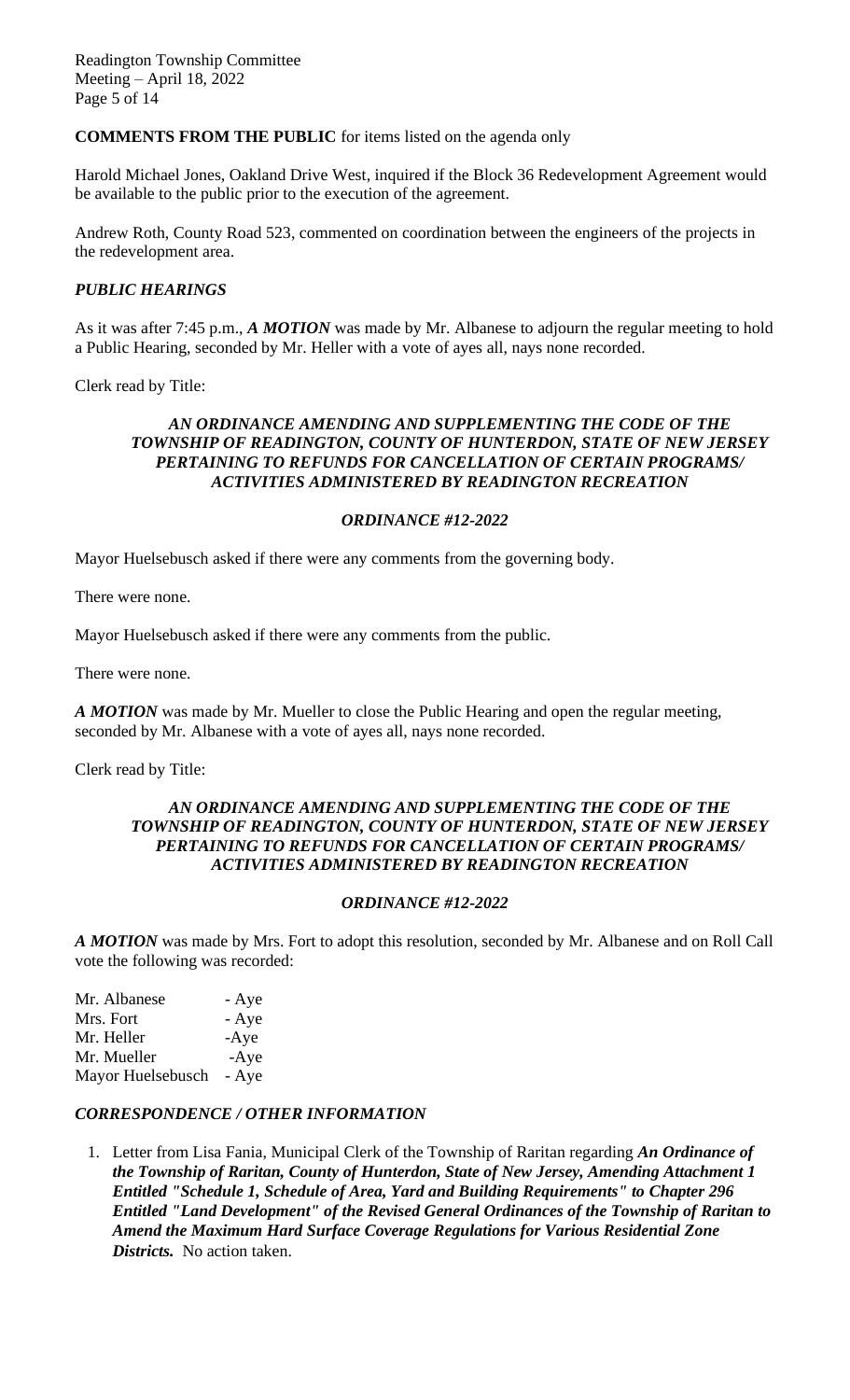**COMMENTS FROM THE PUBLIC** for items listed on the agenda only

Harold Michael Jones, Oakland Drive West, inquired if the Block 36 Redevelopment Agreement would be available to the public prior to the execution of the agreement.

Andrew Roth, County Road 523, commented on coordination between the engineers of the projects in the redevelopment area.

***PUBLIC HEARINGS***

As it was after 7:45 p.m., ***A MOTION*** was made by Mr. Albanese to adjourn the regular meeting to hold a Public Hearing, seconded by Mr. Heller with a vote of ayes all, nays none recorded.

Clerk read by Title:

***AN ORDINANCE AMENDING AND SUPPLEMENTING THE CODE OF THE TOWNSHIP OF READINGTON, COUNTY OF HUNTERDON, STATE OF NEW JERSEY PERTAINING TO REFUNDS FOR CANCELLATION OF CERTAIN PROGRAMS/ ACTIVITIES ADMINISTERED BY READINGTON RECREATION***

***ORDINANCE #12-2022***

Mayor Huelsebusch asked if there were any comments from the governing body.

There were none.

Mayor Huelsebusch asked if there were any comments from the public.

There were none.

***A MOTION*** was made by Mr. Mueller to close the Public Hearing and open the regular meeting, seconded by Mr. Albanese with a vote of ayes all, nays none recorded.

Clerk read by Title:

***AN ORDINANCE AMENDING AND SUPPLEMENTING THE CODE OF THE TOWNSHIP OF READINGTON, COUNTY OF HUNTERDON, STATE OF NEW JERSEY PERTAINING TO REFUNDS FOR CANCELLATION OF CERTAIN PROGRAMS/ ACTIVITIES ADMINISTERED BY READINGTON RECREATION***

***ORDINANCE #12-2022***

***A MOTION*** was made by Mrs. Fort to adopt this resolution, seconded by Mr. Albanese and on Roll Call vote the following was recorded:

Mr. Albanese - Aye
Mrs. Fort - Aye
Mr. Heller -Aye
Mr. Mueller -Aye
Mayor Huelsebusch - Aye

***CORRESPONDENCE / OTHER INFORMATION***

1. Letter from Lisa Fania, Municipal Clerk of the Township of Raritan regarding ***An Ordinance of the Township of Raritan, County of Hunterdon, State of New Jersey, Amending Attachment 1 Entitled "Schedule 1, Schedule of Area, Yard and Building Requirements" to Chapter 296 Entitled "Land Development" of the Revised General Ordinances of the Township of Raritan to Amend the Maximum Hard Surface Coverage Regulations for Various Residential Zone Districts.*** No action taken.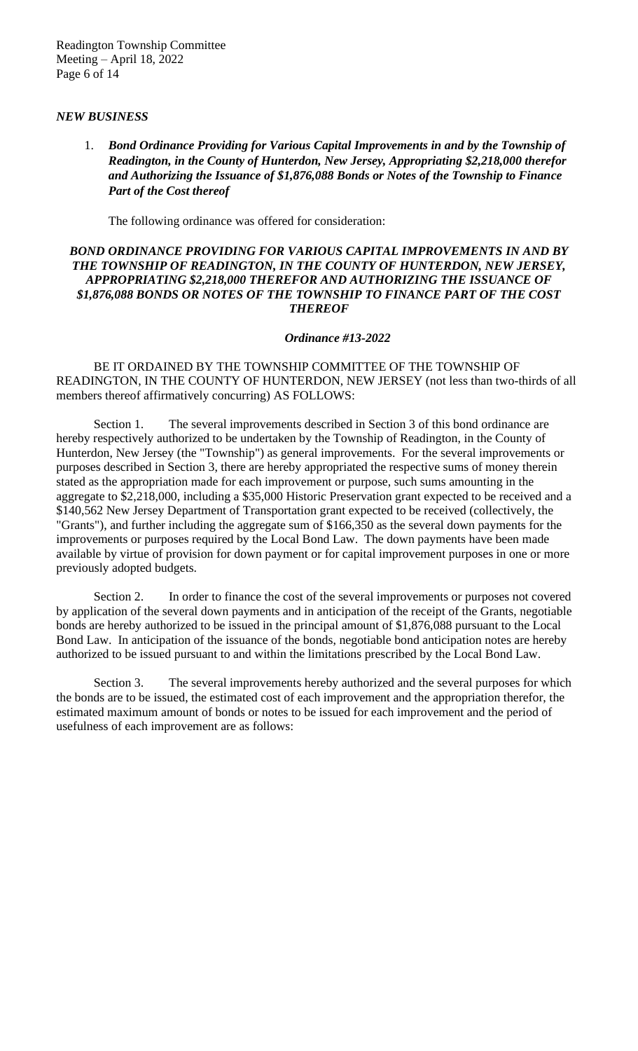## *NEW BUSINESS*

1. ***Bond Ordinance Providing for Various Capital Improvements in and by the Township of Readington, in the County of Hunterdon, New Jersey, Appropriating $2,218,000 therefor and Authorizing the Issuance of $1,876,088 Bonds or Notes of the Township to Finance Part of the Cost thereof***

   The following ordinance was offered for consideration:

***BOND ORDINANCE PROVIDING FOR VARIOUS CAPITAL IMPROVEMENTS IN AND BY THE TOWNSHIP OF READINGTON, IN THE COUNTY OF HUNTERDON, NEW JERSEY, APPROPRIATING $2,218,000 THEREFOR AND AUTHORIZING THE ISSUANCE OF $1,876,088 BONDS OR NOTES OF THE TOWNSHIP TO FINANCE PART OF THE COST THEREOF***

***Ordinance #13-2022***

BE IT ORDAINED BY THE TOWNSHIP COMMITTEE OF THE TOWNSHIP OF READINGTON, IN THE COUNTY OF HUNTERDON, NEW JERSEY (not less than two-thirds of all members thereof affirmatively concurring) AS FOLLOWS:

Section 1. The several improvements described in Section 3 of this bond ordinance are hereby respectively authorized to be undertaken by the Township of Readington, in the County of Hunterdon, New Jersey (the "Township") as general improvements. For the several improvements or purposes described in Section 3, there are hereby appropriated the respective sums of money therein stated as the appropriation made for each improvement or purpose, such sums amounting in the aggregate to $2,218,000, including a $35,000 Historic Preservation grant expected to be received and a $140,562 New Jersey Department of Transportation grant expected to be received (collectively, the "Grants"), and further including the aggregate sum of $166,350 as the several down payments for the improvements or purposes required by the Local Bond Law. The down payments have been made available by virtue of provision for down payment or for capital improvement purposes in one or more previously adopted budgets.

Section 2. In order to finance the cost of the several improvements or purposes not covered by application of the several down payments and in anticipation of the receipt of the Grants, negotiable bonds are hereby authorized to be issued in the principal amount of $1,876,088 pursuant to the Local Bond Law. In anticipation of the issuance of the bonds, negotiable bond anticipation notes are hereby authorized to be issued pursuant to and within the limitations prescribed by the Local Bond Law.

Section 3. The several improvements hereby authorized and the several purposes for which the bonds are to be issued, the estimated cost of each improvement and the appropriation therefor, the estimated maximum amount of bonds or notes to be issued for each improvement and the period of usefulness of each improvement are as follows: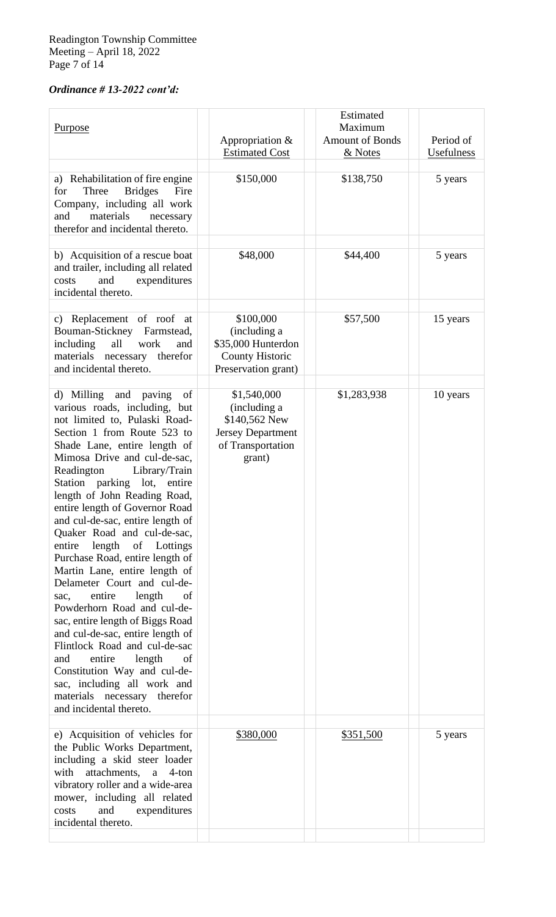***Ordinance # 13-2022 cont'd:***

| Purpose | Appropriation & Estimated Cost | Estimated Maximum Amount of Bonds & Notes | Period of Usefulness |
|---|---|---|---|
| a) Rehabilitation of fire engine for Three Bridges Fire Company, including all work and materials necessary therefor and incidental thereto. | $150,000 | $138,750 | 5 years |
| b) Acquisition of a rescue boat and trailer, including all related costs and expenditures incidental thereto. | $48,000 | $44,400 | 5 years |
| c) Replacement of roof at Bouman-Stickney Farmstead, including all work and materials necessary therefor and incidental thereto. | $100,000 (including a $35,000 Hunterdon County Historic Preservation grant) | $57,500 | 15 years |
| d) Milling and paving of various roads, including, but not limited to, Pulaski Road-Section 1 from Route 523 to Shade Lane, entire length of Mimosa Drive and cul-de-sac, Readington Library/Train Station parking lot, entire length of John Reading Road, entire length of Governor Road and cul-de-sac, entire length of Quaker Road and cul-de-sac, entire length of Lottings Purchase Road, entire length of Martin Lane, entire length of Delameter Court and cul-de-sac, entire length of Powderhorn Road and cul-de-sac, entire length of Biggs Road and cul-de-sac, entire length of Flintlock Road and cul-de-sac and entire length of Constitution Way and cul-de-sac, including all work and materials necessary therefor and incidental thereto. | $1,540,000 (including a $140,562 New Jersey Department of Transportation grant) | $1,283,938 | 10 years |
| e) Acquisition of vehicles for the Public Works Department, including a skid steer loader with attachments, a 4-ton vibratory roller and a wide-area mower, including all related costs and expenditures incidental thereto. | $380,000 | $351,500 | 5 years |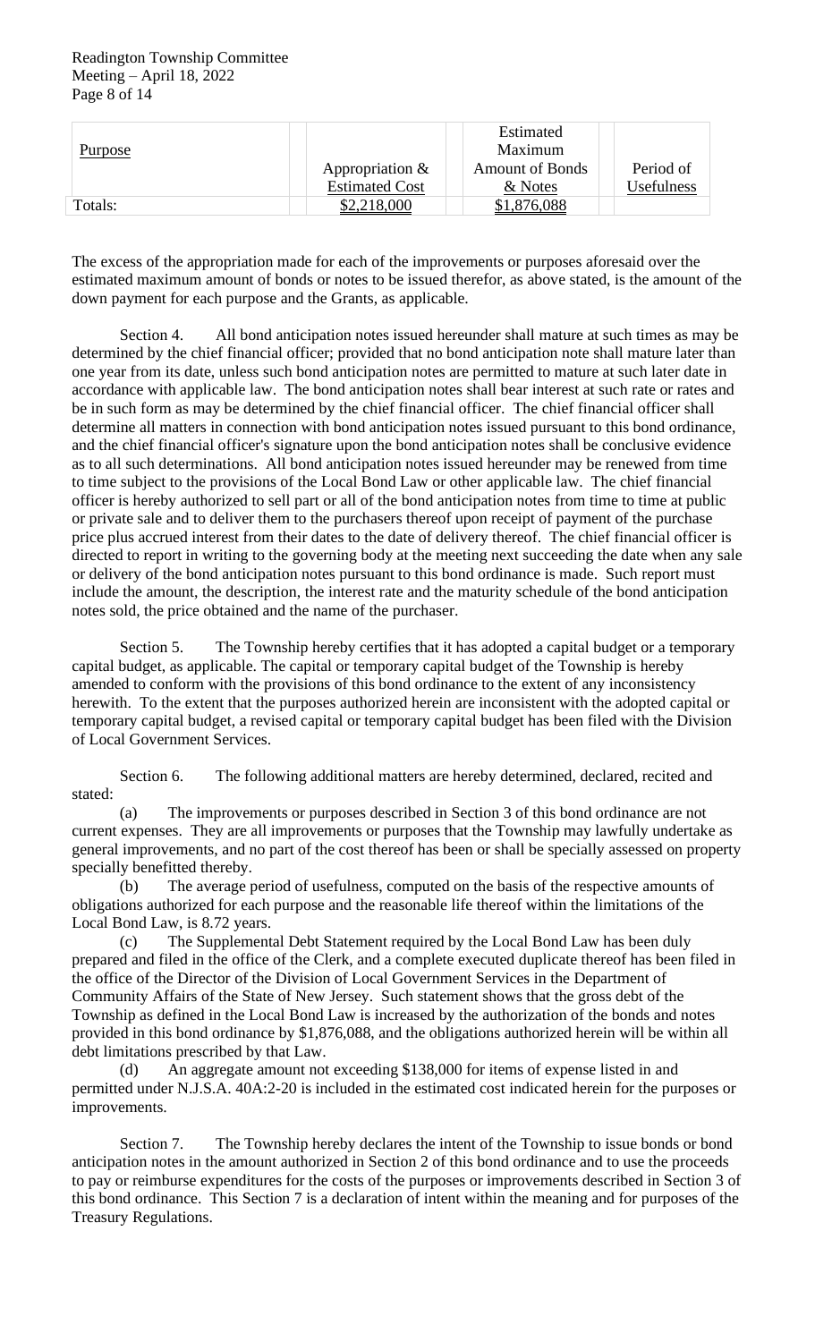| Purpose | Appropriation & Estimated Cost | Estimated Maximum Amount of Bonds & Notes | Period of Usefulness |
|---|---|---|---|
| Totals: | $2,218,000 | $1,876,088 | |

The excess of the appropriation made for each of the improvements or purposes aforesaid over the estimated maximum amount of bonds or notes to be issued therefor, as above stated, is the amount of the down payment for each purpose and the Grants, as applicable.

Section 4. All bond anticipation notes issued hereunder shall mature at such times as may be determined by the chief financial officer; provided that no bond anticipation note shall mature later than one year from its date, unless such bond anticipation notes are permitted to mature at such later date in accordance with applicable law. The bond anticipation notes shall bear interest at such rate or rates and be in such form as may be determined by the chief financial officer. The chief financial officer shall determine all matters in connection with bond anticipation notes issued pursuant to this bond ordinance, and the chief financial officer's signature upon the bond anticipation notes shall be conclusive evidence as to all such determinations. All bond anticipation notes issued hereunder may be renewed from time to time subject to the provisions of the Local Bond Law or other applicable law. The chief financial officer is hereby authorized to sell part or all of the bond anticipation notes from time to time at public or private sale and to deliver them to the purchasers thereof upon receipt of payment of the purchase price plus accrued interest from their dates to the date of delivery thereof. The chief financial officer is directed to report in writing to the governing body at the meeting next succeeding the date when any sale or delivery of the bond anticipation notes pursuant to this bond ordinance is made. Such report must include the amount, the description, the interest rate and the maturity schedule of the bond anticipation notes sold, the price obtained and the name of the purchaser.

Section 5. The Township hereby certifies that it has adopted a capital budget or a temporary capital budget, as applicable. The capital or temporary capital budget of the Township is hereby amended to conform with the provisions of this bond ordinance to the extent of any inconsistency herewith. To the extent that the purposes authorized herein are inconsistent with the adopted capital or temporary capital budget, a revised capital or temporary capital budget has been filed with the Division of Local Government Services.

Section 6. The following additional matters are hereby determined, declared, recited and stated:

(a) The improvements or purposes described in Section 3 of this bond ordinance are not current expenses. They are all improvements or purposes that the Township may lawfully undertake as general improvements, and no part of the cost thereof has been or shall be specially assessed on property specially benefitted thereby.

(b) The average period of usefulness, computed on the basis of the respective amounts of obligations authorized for each purpose and the reasonable life thereof within the limitations of the Local Bond Law, is 8.72 years.

(c) The Supplemental Debt Statement required by the Local Bond Law has been duly prepared and filed in the office of the Clerk, and a complete executed duplicate thereof has been filed in the office of the Director of the Division of Local Government Services in the Department of Community Affairs of the State of New Jersey. Such statement shows that the gross debt of the Township as defined in the Local Bond Law is increased by the authorization of the bonds and notes provided in this bond ordinance by $1,876,088, and the obligations authorized herein will be within all debt limitations prescribed by that Law.

(d) An aggregate amount not exceeding $138,000 for items of expense listed in and permitted under N.J.S.A. 40A:2-20 is included in the estimated cost indicated herein for the purposes or improvements.

Section 7. The Township hereby declares the intent of the Township to issue bonds or bond anticipation notes in the amount authorized in Section 2 of this bond ordinance and to use the proceeds to pay or reimburse expenditures for the costs of the purposes or improvements described in Section 3 of this bond ordinance. This Section 7 is a declaration of intent within the meaning and for purposes of the Treasury Regulations.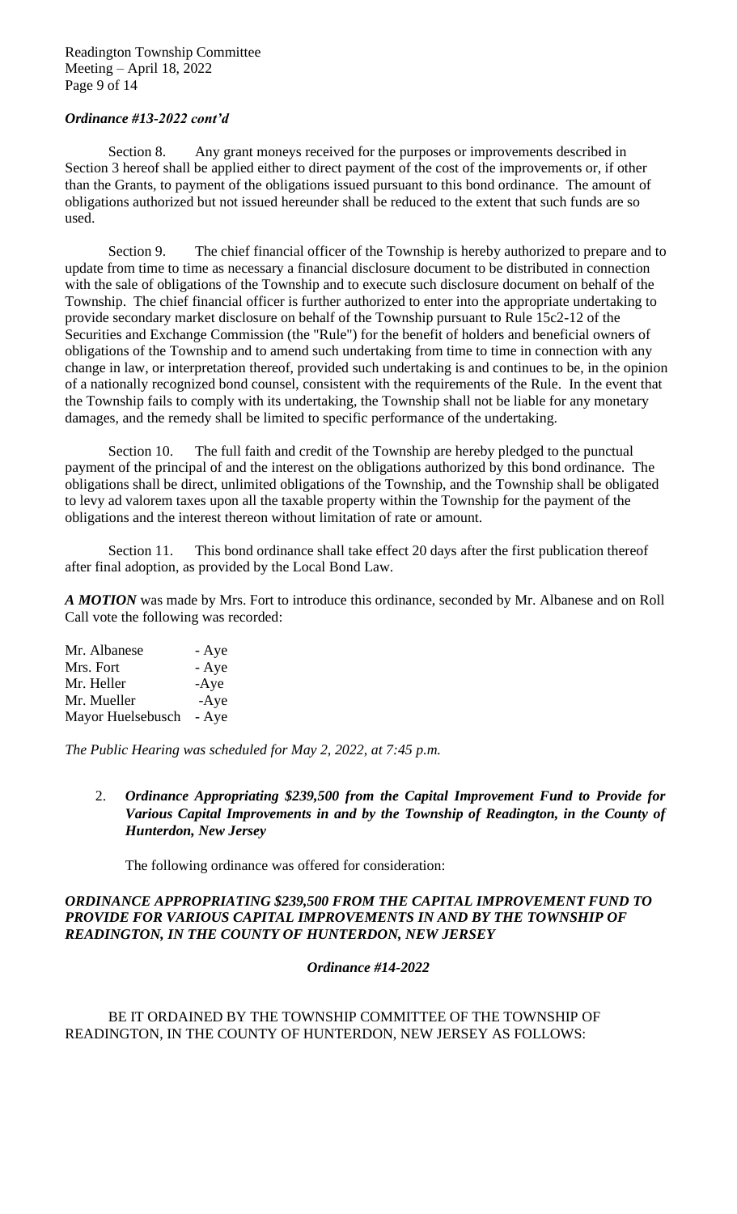***Ordinance #13-2022 cont'd***

Section 8. Any grant moneys received for the purposes or improvements described in Section 3 hereof shall be applied either to direct payment of the cost of the improvements or, if other than the Grants, to payment of the obligations issued pursuant to this bond ordinance. The amount of obligations authorized but not issued hereunder shall be reduced to the extent that such funds are so used.

Section 9. The chief financial officer of the Township is hereby authorized to prepare and to update from time to time as necessary a financial disclosure document to be distributed in connection with the sale of obligations of the Township and to execute such disclosure document on behalf of the Township. The chief financial officer is further authorized to enter into the appropriate undertaking to provide secondary market disclosure on behalf of the Township pursuant to Rule 15c2-12 of the Securities and Exchange Commission (the "Rule") for the benefit of holders and beneficial owners of obligations of the Township and to amend such undertaking from time to time in connection with any change in law, or interpretation thereof, provided such undertaking is and continues to be, in the opinion of a nationally recognized bond counsel, consistent with the requirements of the Rule. In the event that the Township fails to comply with its undertaking, the Township shall not be liable for any monetary damages, and the remedy shall be limited to specific performance of the undertaking.

Section 10. The full faith and credit of the Township are hereby pledged to the punctual payment of the principal of and the interest on the obligations authorized by this bond ordinance. The obligations shall be direct, unlimited obligations of the Township, and the Township shall be obligated to levy ad valorem taxes upon all the taxable property within the Township for the payment of the obligations and the interest thereon without limitation of rate or amount.

Section 11. This bond ordinance shall take effect 20 days after the first publication thereof after final adoption, as provided by the Local Bond Law.

***A MOTION*** was made by Mrs. Fort to introduce this ordinance, seconded by Mr. Albanese and on Roll Call vote the following was recorded:

Mr. Albanese - Aye
Mrs. Fort - Aye
Mr. Heller -Aye
Mr. Mueller -Aye
Mayor Huelsebusch - Aye

*The Public Hearing was scheduled for May 2, 2022, at 7:45 p.m.*

2. ***Ordinance Appropriating $239,500 from the Capital Improvement Fund to Provide for Various Capital Improvements in and by the Township of Readington, in the County of Hunterdon, New Jersey***

The following ordinance was offered for consideration:

***ORDINANCE APPROPRIATING $239,500 FROM THE CAPITAL IMPROVEMENT FUND TO PROVIDE FOR VARIOUS CAPITAL IMPROVEMENTS IN AND BY THE TOWNSHIP OF READINGTON, IN THE COUNTY OF HUNTERDON, NEW JERSEY***

***Ordinance #14-2022***

BE IT ORDAINED BY THE TOWNSHIP COMMITTEE OF THE TOWNSHIP OF READINGTON, IN THE COUNTY OF HUNTERDON, NEW JERSEY AS FOLLOWS: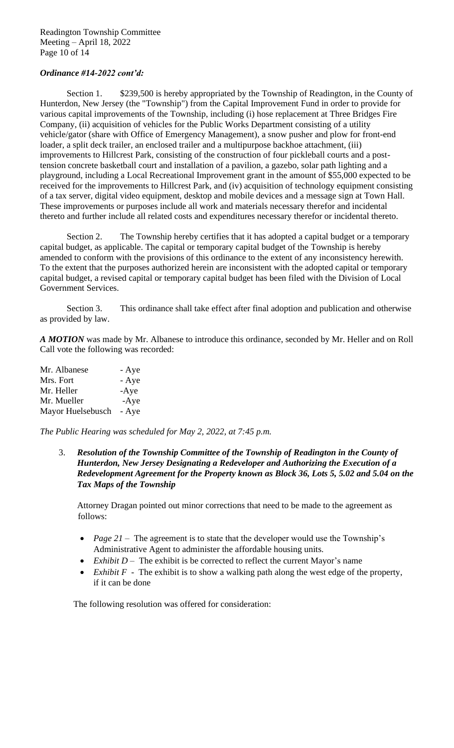***Ordinance #14-2022 cont'd:***

Section 1. $239,500 is hereby appropriated by the Township of Readington, in the County of Hunterdon, New Jersey (the "Township") from the Capital Improvement Fund in order to provide for various capital improvements of the Township, including (i) hose replacement at Three Bridges Fire Company, (ii) acquisition of vehicles for the Public Works Department consisting of a utility vehicle/gator (share with Office of Emergency Management), a snow pusher and plow for front-end loader, a split deck trailer, an enclosed trailer and a multipurpose backhoe attachment, (iii) improvements to Hillcrest Park, consisting of the construction of four pickleball courts and a post-tension concrete basketball court and installation of a pavilion, a gazebo, solar path lighting and a playground, including a Local Recreational Improvement grant in the amount of $55,000 expected to be received for the improvements to Hillcrest Park, and (iv) acquisition of technology equipment consisting of a tax server, digital video equipment, desktop and mobile devices and a message sign at Town Hall. These improvements or purposes include all work and materials necessary therefor and incidental thereto and further include all related costs and expenditures necessary therefor or incidental thereto.

Section 2. The Township hereby certifies that it has adopted a capital budget or a temporary capital budget, as applicable. The capital or temporary capital budget of the Township is hereby amended to conform with the provisions of this ordinance to the extent of any inconsistency herewith. To the extent that the purposes authorized herein are inconsistent with the adopted capital or temporary capital budget, a revised capital or temporary capital budget has been filed with the Division of Local Government Services.

Section 3. This ordinance shall take effect after final adoption and publication and otherwise as provided by law.

***A MOTION*** was made by Mr. Albanese to introduce this ordinance, seconded by Mr. Heller and on Roll Call vote the following was recorded:

Mr. Albanese - Aye
Mrs. Fort - Aye
Mr. Heller -Aye
Mr. Mueller -Aye
Mayor Huelsebusch - Aye

*The Public Hearing was scheduled for May 2, 2022, at 7:45 p.m.*

3. ***Resolution of the Township Committee of the Township of Readington in the County of Hunterdon, New Jersey Designating a Redeveloper and Authorizing the Execution of a Redevelopment Agreement for the Property known as Block 36, Lots 5, 5.02 and 5.04 on the Tax Maps of the Township***

   Attorney Dragan pointed out minor corrections that need to be made to the agreement as follows:

   - *Page 21* – The agreement is to state that the developer would use the Township's Administrative Agent to administer the affordable housing units.
   - *Exhibit D* – The exhibit is be corrected to reflect the current Mayor's name
   - *Exhibit F* - The exhibit is to show a walking path along the west edge of the property, if it can be done

   The following resolution was offered for consideration: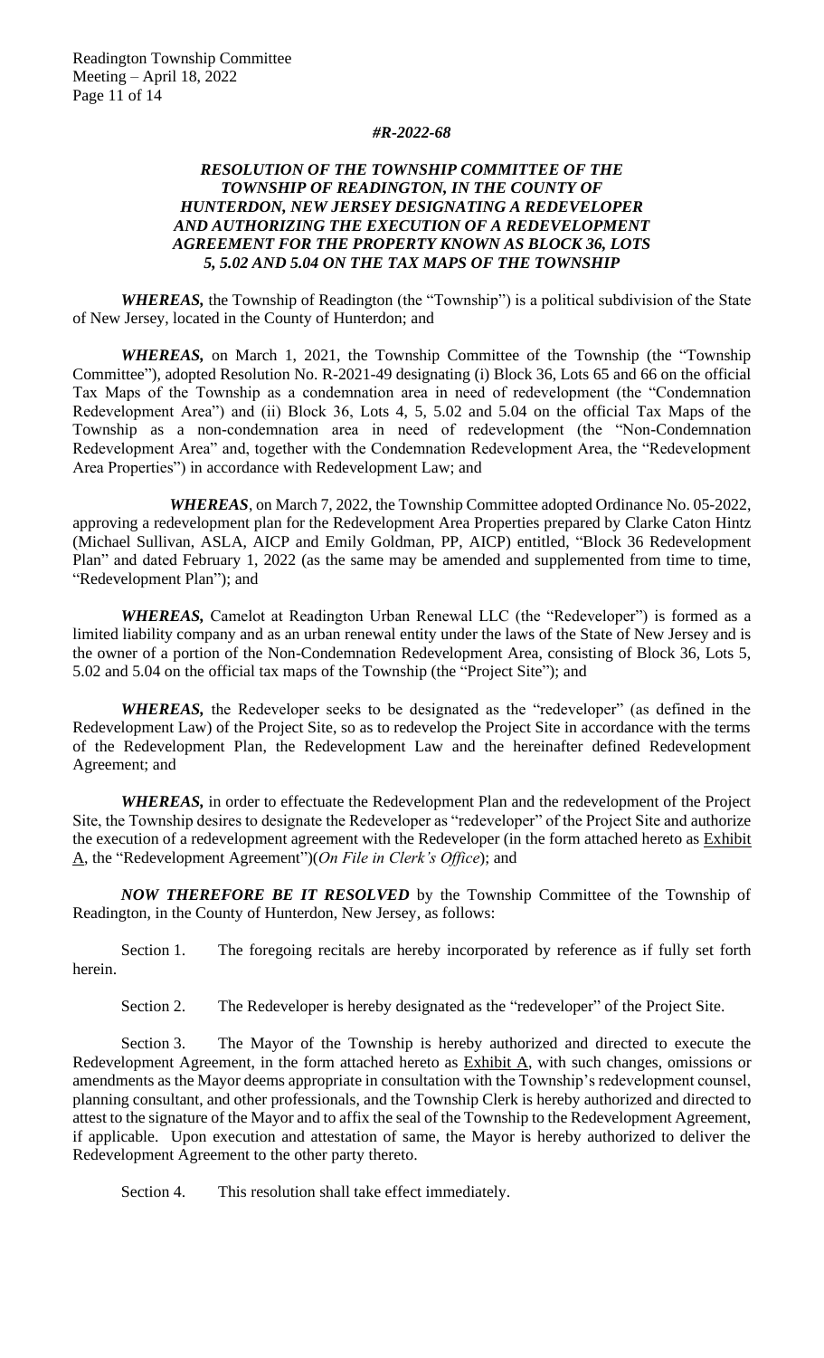***#R-2022-68***

***RESOLUTION OF THE TOWNSHIP COMMITTEE OF THE TOWNSHIP OF READINGTON, IN THE COUNTY OF HUNTERDON, NEW JERSEY DESIGNATING A REDEVELOPER AND AUTHORIZING THE EXECUTION OF A REDEVELOPMENT AGREEMENT FOR THE PROPERTY KNOWN AS BLOCK 36, LOTS 5, 5.02 AND 5.04 ON THE TAX MAPS OF THE TOWNSHIP***

***WHEREAS,*** the Township of Readington (the "Township") is a political subdivision of the State of New Jersey, located in the County of Hunterdon; and

***WHEREAS,*** on March 1, 2021, the Township Committee of the Township (the "Township Committee"), adopted Resolution No. R-2021-49 designating (i) Block 36, Lots 65 and 66 on the official Tax Maps of the Township as a condemnation area in need of redevelopment (the "Condemnation Redevelopment Area") and (ii) Block 36, Lots 4, 5, 5.02 and 5.04 on the official Tax Maps of the Township as a non-condemnation area in need of redevelopment (the "Non-Condemnation Redevelopment Area" and, together with the Condemnation Redevelopment Area, the "Redevelopment Area Properties") in accordance with Redevelopment Law; and

***WHEREAS***, on March 7, 2022, the Township Committee adopted Ordinance No. 05-2022, approving a redevelopment plan for the Redevelopment Area Properties prepared by Clarke Caton Hintz (Michael Sullivan, ASLA, AICP and Emily Goldman, PP, AICP) entitled, "Block 36 Redevelopment Plan" and dated February 1, 2022 (as the same may be amended and supplemented from time to time, "Redevelopment Plan"); and

***WHEREAS,*** Camelot at Readington Urban Renewal LLC (the "Redeveloper") is formed as a limited liability company and as an urban renewal entity under the laws of the State of New Jersey and is the owner of a portion of the Non-Condemnation Redevelopment Area, consisting of Block 36, Lots 5, 5.02 and 5.04 on the official tax maps of the Township (the "Project Site"); and

***WHEREAS,*** the Redeveloper seeks to be designated as the "redeveloper" (as defined in the Redevelopment Law) of the Project Site, so as to redevelop the Project Site in accordance with the terms of the Redevelopment Plan, the Redevelopment Law and the hereinafter defined Redevelopment Agreement; and

***WHEREAS,*** in order to effectuate the Redevelopment Plan and the redevelopment of the Project Site, the Township desires to designate the Redeveloper as "redeveloper" of the Project Site and authorize the execution of a redevelopment agreement with the Redeveloper (in the form attached hereto as Exhibit A, the "Redevelopment Agreement")(*On File in Clerk's Office*); and

***NOW THEREFORE BE IT RESOLVED*** by the Township Committee of the Township of Readington, in the County of Hunterdon, New Jersey, as follows:

Section 1. The foregoing recitals are hereby incorporated by reference as if fully set forth herein.

Section 2. The Redeveloper is hereby designated as the "redeveloper" of the Project Site.

Section 3. The Mayor of the Township is hereby authorized and directed to execute the Redevelopment Agreement, in the form attached hereto as Exhibit A, with such changes, omissions or amendments as the Mayor deems appropriate in consultation with the Township's redevelopment counsel, planning consultant, and other professionals, and the Township Clerk is hereby authorized and directed to attest to the signature of the Mayor and to affix the seal of the Township to the Redevelopment Agreement, if applicable. Upon execution and attestation of same, the Mayor is hereby authorized to deliver the Redevelopment Agreement to the other party thereto.

Section 4. This resolution shall take effect immediately.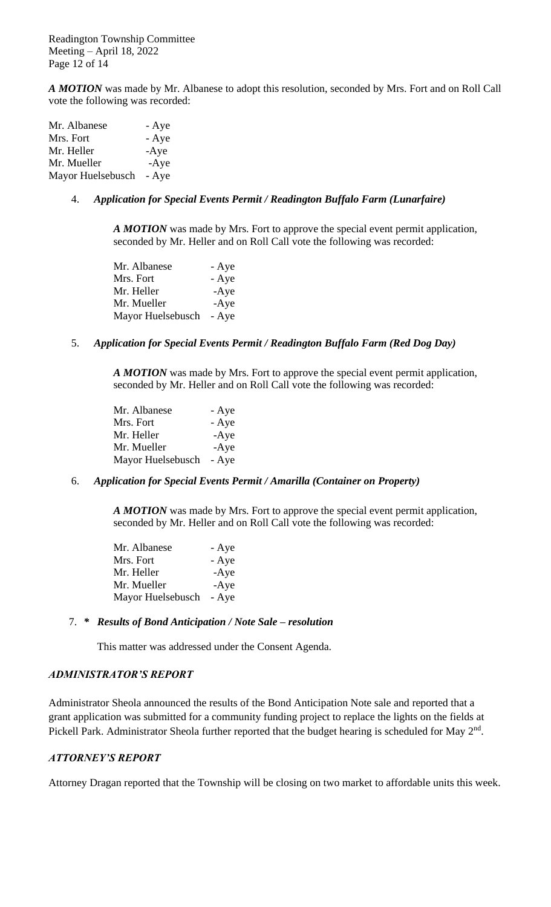***A MOTION*** was made by Mr. Albanese to adopt this resolution, seconded by Mrs. Fort and on Roll Call vote the following was recorded:

Mr. Albanese - Aye
Mrs. Fort - Aye
Mr. Heller -Aye
Mr. Mueller -Aye
Mayor Huelsebusch - Aye

4. ***Application for Special Events Permit / Readington Buffalo Farm (Lunarfaire)***

***A MOTION*** was made by Mrs. Fort to approve the special event permit application, seconded by Mr. Heller and on Roll Call vote the following was recorded:

Mr. Albanese - Aye
Mrs. Fort - Aye
Mr. Heller -Aye
Mr. Mueller -Aye
Mayor Huelsebusch - Aye

5. ***Application for Special Events Permit / Readington Buffalo Farm (Red Dog Day)***

***A MOTION*** was made by Mrs. Fort to approve the special event permit application, seconded by Mr. Heller and on Roll Call vote the following was recorded:

Mr. Albanese - Aye
Mrs. Fort - Aye
Mr. Heller -Aye
Mr. Mueller -Aye
Mayor Huelsebusch - Aye

6. ***Application for Special Events Permit / Amarilla (Container on Property)***

***A MOTION*** was made by Mrs. Fort to approve the special event permit application, seconded by Mr. Heller and on Roll Call vote the following was recorded:

Mr. Albanese - Aye
Mrs. Fort - Aye
Mr. Heller -Aye
Mr. Mueller -Aye
Mayor Huelsebusch - Aye

7. ***\* Results of Bond Anticipation / Note Sale – resolution***

This matter was addressed under the Consent Agenda.

***ADMINISTRATOR'S REPORT***

Administrator Sheola announced the results of the Bond Anticipation Note sale and reported that a grant application was submitted for a community funding project to replace the lights on the fields at Pickell Park. Administrator Sheola further reported that the budget hearing is scheduled for May 2nd.

***ATTORNEY'S REPORT***

Attorney Dragan reported that the Township will be closing on two market to affordable units this week.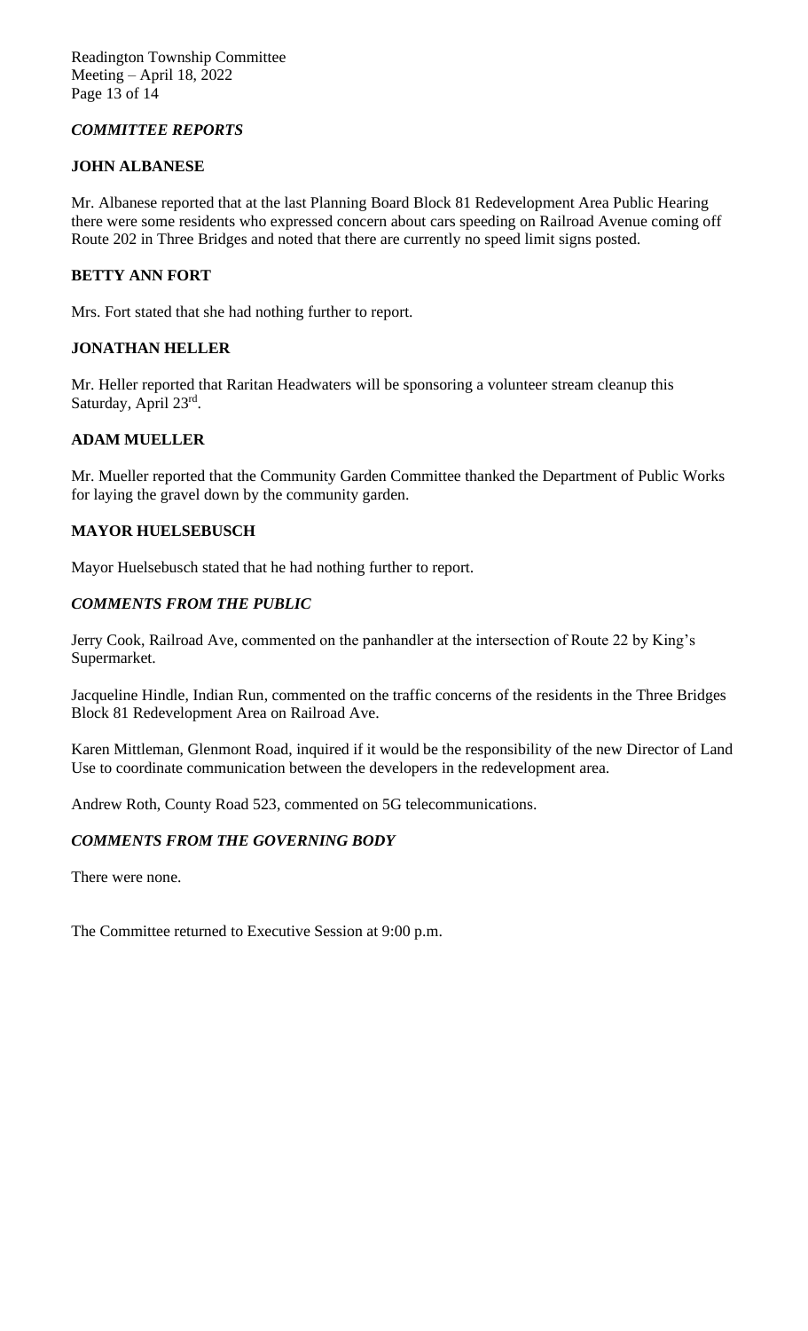## *COMMITTEE REPORTS*

### JOHN ALBANESE

Mr. Albanese reported that at the last Planning Board Block 81 Redevelopment Area Public Hearing there were some residents who expressed concern about cars speeding on Railroad Avenue coming off Route 202 in Three Bridges and noted that there are currently no speed limit signs posted.

### BETTY ANN FORT

Mrs. Fort stated that she had nothing further to report.

### JONATHAN HELLER

Mr. Heller reported that Raritan Headwaters will be sponsoring a volunteer stream cleanup this Saturday, April 23rd.

### ADAM MUELLER

Mr. Mueller reported that the Community Garden Committee thanked the Department of Public Works for laying the gravel down by the community garden.

### MAYOR HUELSEBUSCH

Mayor Huelsebusch stated that he had nothing further to report.

## *COMMENTS FROM THE PUBLIC*

Jerry Cook, Railroad Ave, commented on the panhandler at the intersection of Route 22 by King's Supermarket.

Jacqueline Hindle, Indian Run, commented on the traffic concerns of the residents in the Three Bridges Block 81 Redevelopment Area on Railroad Ave.

Karen Mittleman, Glenmont Road, inquired if it would be the responsibility of the new Director of Land Use to coordinate communication between the developers in the redevelopment area.

Andrew Roth, County Road 523, commented on 5G telecommunications.

## *COMMENTS FROM THE GOVERNING BODY*

There were none.

The Committee returned to Executive Session at 9:00 p.m.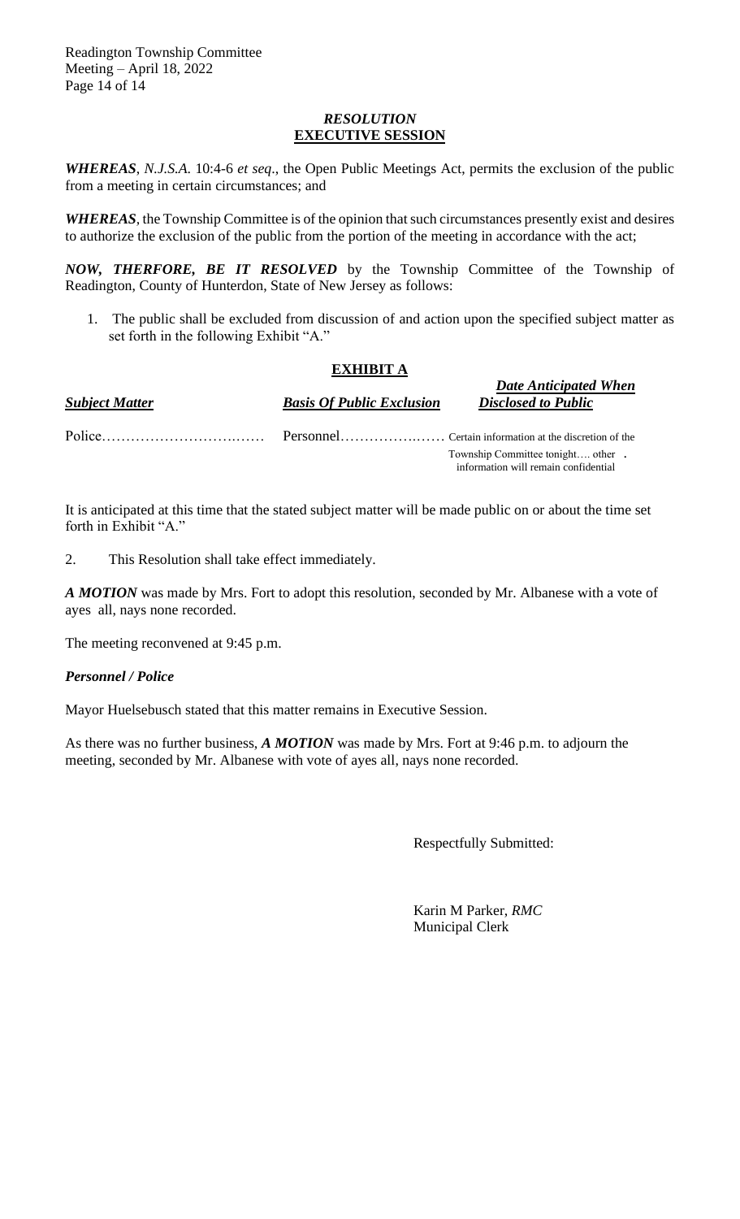### *RESOLUTION*
### EXECUTIVE SESSION

***WHEREAS***, *N.J.S.A.* 10:4-6 *et seq*., the Open Public Meetings Act, permits the exclusion of the public from a meeting in certain circumstances; and

***WHEREAS***, the Township Committee is of the opinion that such circumstances presently exist and desires to authorize the exclusion of the public from the portion of the meeting in accordance with the act;

***NOW, THERFORE, BE IT RESOLVED*** by the Township Committee of the Township of Readington, County of Hunterdon, State of New Jersey as follows:

1. The public shall be excluded from discussion of and action upon the specified subject matter as set forth in the following Exhibit "A."

**EXHIBIT A**

| ***Subject Matter*** | ***Basis Of Public Exclusion*** | ***Date Anticipated When Disclosed to Public*** |
|---|---|---|
| Police…………………………..…… | Personnel……………..…… | Certain information at the discretion of the Township Committee tonight…. other . information will remain confidential |

It is anticipated at this time that the stated subject matter will be made public on or about the time set forth in Exhibit "A."

2. This Resolution shall take effect immediately.

***A MOTION*** was made by Mrs. Fort to adopt this resolution, seconded by Mr. Albanese with a vote of ayes all, nays none recorded.

The meeting reconvened at 9:45 p.m.

***Personnel / Police***

Mayor Huelsebusch stated that this matter remains in Executive Session.

As there was no further business, ***A MOTION*** was made by Mrs. Fort at 9:46 p.m. to adjourn the meeting, seconded by Mr. Albanese with vote of ayes all, nays none recorded.

Respectfully Submitted:

Karin M Parker, *RMC*
Municipal Clerk